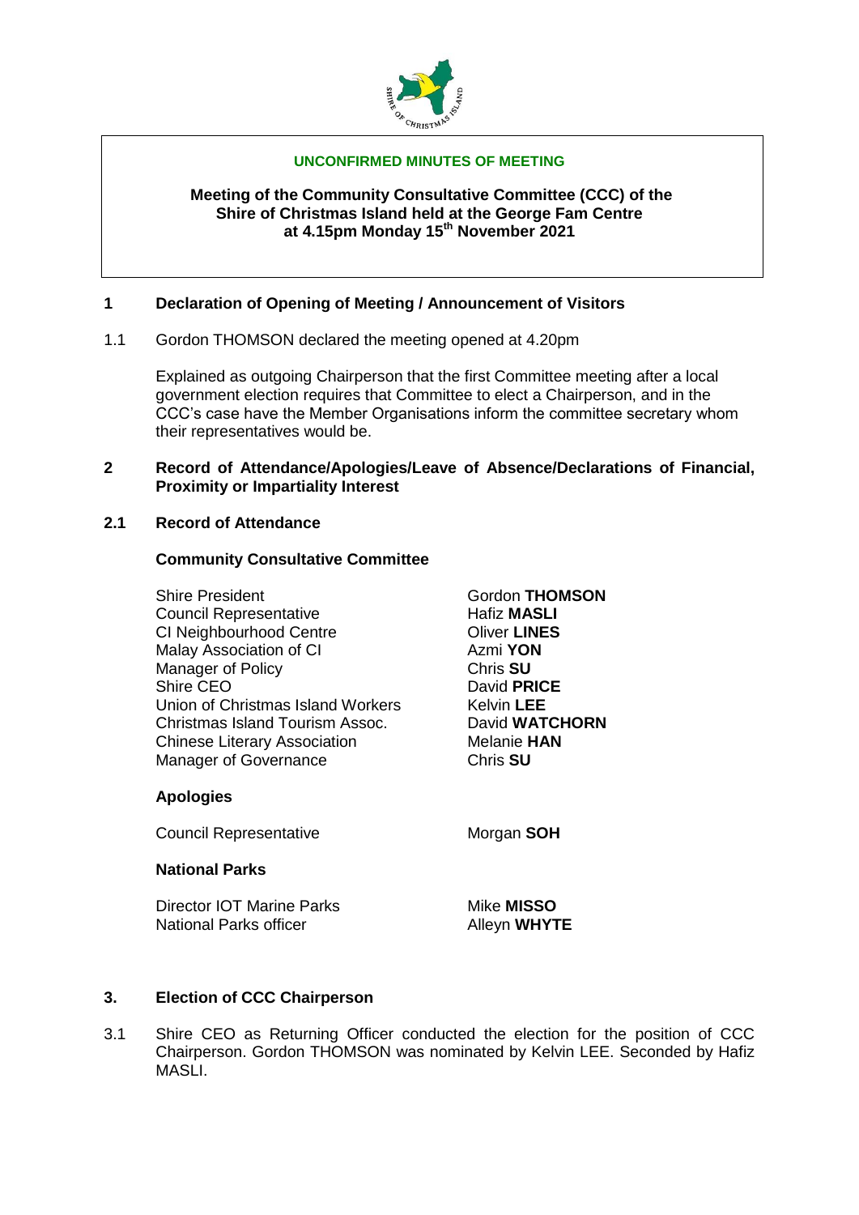**UNCONFIRMED MINUTES OF MEETING**

**Meeting of the Community Consultative Committee (CCC) of the Shire of Christmas Island held at the George Fam Centre at 4.15pm Monday 15th November 2021**

## 1 Declaration of Opening of Meeting / Announcement of Visitors

1.1 Gordon THOMSON declared the meeting opened at 4.20pm

Explained as outgoing Chairperson that the first Committee meeting after a local government election requires that Committee to elect a Chairperson, and in the CCC's case have the Member Organisations inform the committee secretary whom their representatives would be.

## 2 Record of Attendance/Apologies/Leave of Absence/Declarations of Financial, Proximity or Impartiality Interest

### 2.1 Record of Attendance

**Community Consultative Committee**

| | |
|---|---|
| Shire President | Gordon **THOMSON** |
| Council Representative | Hafiz **MASLI** |
| CI Neighbourhood Centre | Oliver **LINES** |
| Malay Association of CI | Azmi **YON** |
| Manager of Policy | Chris **SU** |
| Shire CEO | David **PRICE** |
| Union of Christmas Island Workers | Kelvin **LEE** |
| Christmas Island Tourism Assoc. | David **WATCHORN** |
| Chinese Literary Association | Melanie **HAN** |
| Manager of Governance | Chris **SU** |

**Apologies**

| | |
|---|---|
| Council Representative | Morgan **SOH** |

**National Parks**

| | |
|---|---|
| Director IOT Marine Parks | Mike **MISSO** |
| National Parks officer | Alleyn **WHYTE** |

## 3. Election of CCC Chairperson

3.1 Shire CEO as Returning Officer conducted the election for the position of CCC Chairperson. Gordon THOMSON was nominated by Kelvin LEE. Seconded by Hafiz MASLI.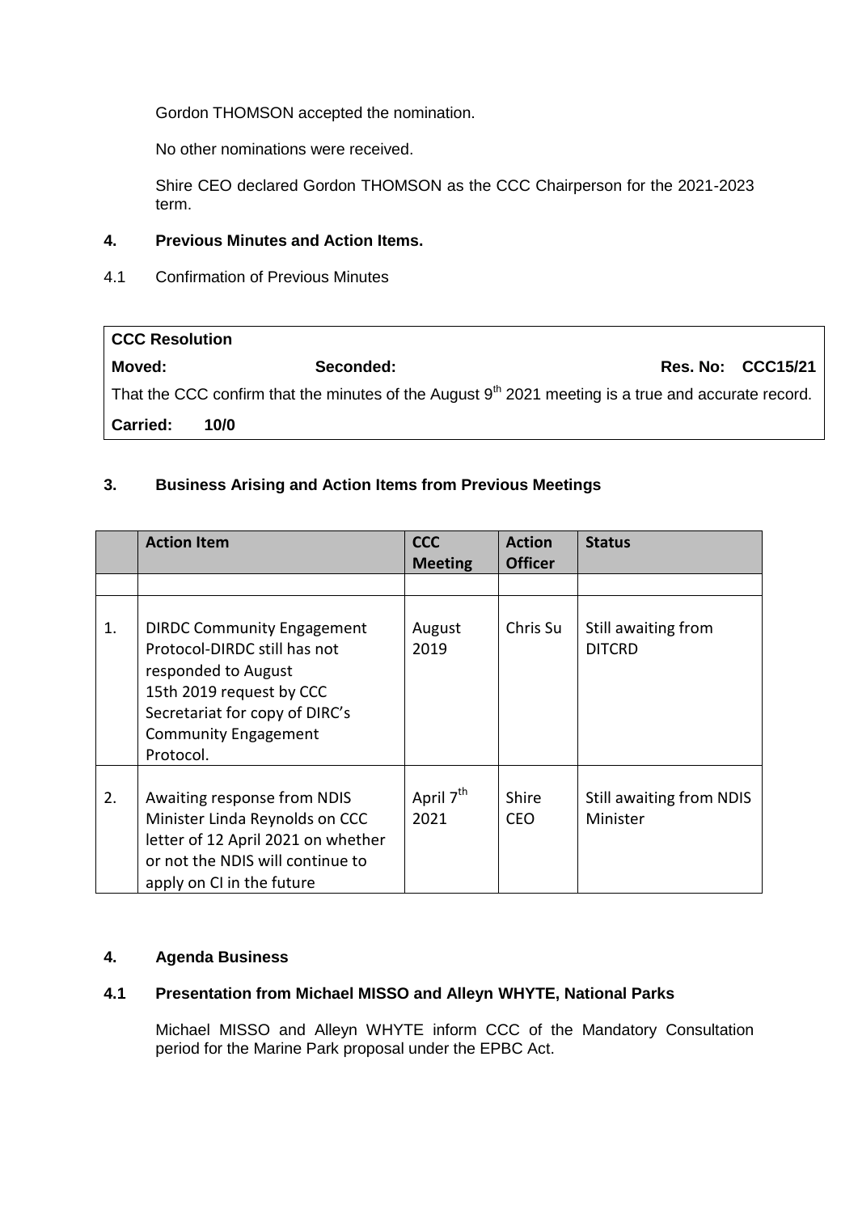Gordon THOMSON accepted the nomination.

No other nominations were received.

Shire CEO declared Gordon THOMSON as the CCC Chairperson for the 2021-2023 term.

## 4. Previous Minutes and Action Items.

4.1 Confirmation of Previous Minutes

| **CCC Resolution** | | |
|---|---|---|
| **Moved:** | **Seconded:** | **Res. No: CCC15/21** |
| That the CCC confirm that the minutes of the August 9th 2021 meeting is a true and accurate record. | | |
| **Carried: 10/0** | | |

## 3. Business Arising and Action Items from Previous Meetings

| | Action Item | CCC Meeting | Action Officer | Status |
|---|---|---|---|---|
| | | | | |
| 1. | DIRDC Community Engagement Protocol-DIRDC still has not responded to August 15th 2019 request by CCC Secretariat for copy of DIRC's Community Engagement Protocol. | August 2019 | Chris Su | Still awaiting from DITCRD |
| 2. | Awaiting response from NDIS Minister Linda Reynolds on CCC letter of 12 April 2021 on whether or not the NDIS will continue to apply on CI in the future | April 7th 2021 | Shire CEO | Still awaiting from NDIS Minister |

## 4. Agenda Business

### 4.1 Presentation from Michael MISSO and Alleyn WHYTE, National Parks

Michael MISSO and Alleyn WHYTE inform CCC of the Mandatory Consultation period for the Marine Park proposal under the EPBC Act.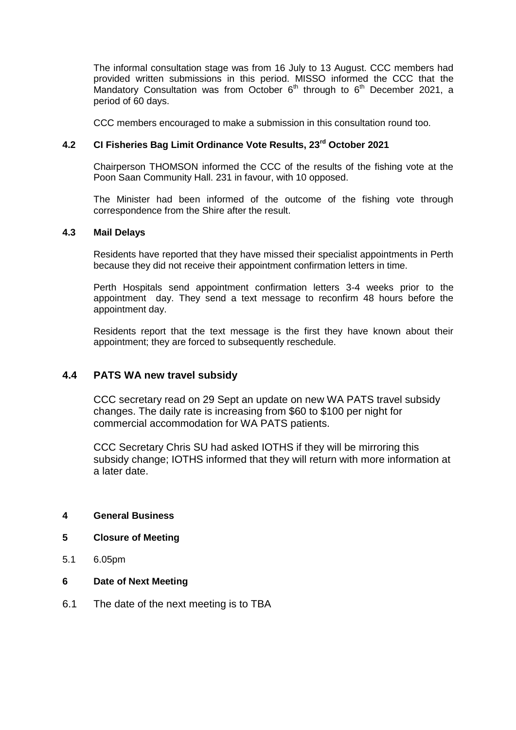The informal consultation stage was from 16 July to 13 August. CCC members had provided written submissions in this period. MISSO informed the CCC that the Mandatory Consultation was from October 6th through to 6th December 2021, a period of 60 days.

CCC members encouraged to make a submission in this consultation round too.

### 4.2 CI Fisheries Bag Limit Ordinance Vote Results, 23rd October 2021

Chairperson THOMSON informed the CCC of the results of the fishing vote at the Poon Saan Community Hall. 231 in favour, with 10 opposed.

The Minister had been informed of the outcome of the fishing vote through correspondence from the Shire after the result.

### 4.3 Mail Delays

Residents have reported that they have missed their specialist appointments in Perth because they did not receive their appointment confirmation letters in time.

Perth Hospitals send appointment confirmation letters 3-4 weeks prior to the appointment day. They send a text message to reconfirm 48 hours before the appointment day.

Residents report that the text message is the first they have known about their appointment; they are forced to subsequently reschedule.

### 4.4 PATS WA new travel subsidy

CCC secretary read on 29 Sept an update on new WA PATS travel subsidy changes. The daily rate is increasing from $60 to $100 per night for commercial accommodation for WA PATS patients.

CCC Secretary Chris SU had asked IOTHS if they will be mirroring this subsidy change; IOTHS informed that they will return with more information at a later date.

## 4 General Business

## 5 Closure of Meeting

5.1 6.05pm

## 6 Date of Next Meeting

6.1 The date of the next meeting is to TBA